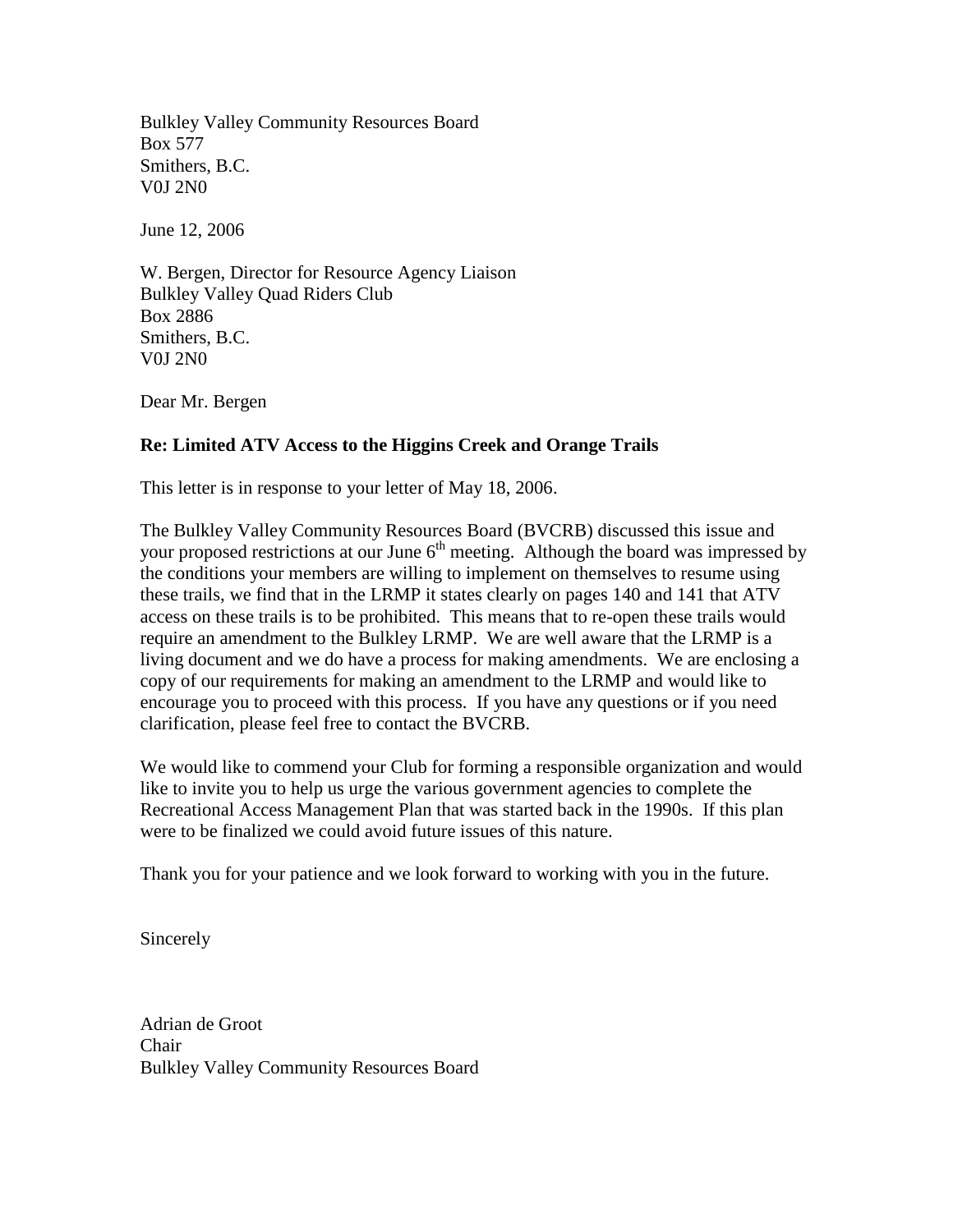Bulkley Valley Community Resources Board
Box 577
Smithers, B.C.
V0J 2N0

June 12, 2006

W. Bergen, Director for Resource Agency Liaison
Bulkley Valley Quad Riders Club
Box 2886
Smithers, B.C.
V0J 2N0

Dear Mr. Bergen

**Re: Limited ATV Access to the Higgins Creek and Orange Trails**

This letter is in response to your letter of May 18, 2006.

The Bulkley Valley Community Resources Board (BVCRB) discussed this issue and your proposed restrictions at our June 6th meeting. Although the board was impressed by the conditions your members are willing to implement on themselves to resume using these trails, we find that in the LRMP it states clearly on pages 140 and 141 that ATV access on these trails is to be prohibited. This means that to re-open these trails would require an amendment to the Bulkley LRMP. We are well aware that the LRMP is a living document and we do have a process for making amendments. We are enclosing a copy of our requirements for making an amendment to the LRMP and would like to encourage you to proceed with this process. If you have any questions or if you need clarification, please feel free to contact the BVCRB.

We would like to commend your Club for forming a responsible organization and would like to invite you to help us urge the various government agencies to complete the Recreational Access Management Plan that was started back in the 1990s. If this plan were to be finalized we could avoid future issues of this nature.

Thank you for your patience and we look forward to working with you in the future.

Sincerely

Adrian de Groot
Chair
Bulkley Valley Community Resources Board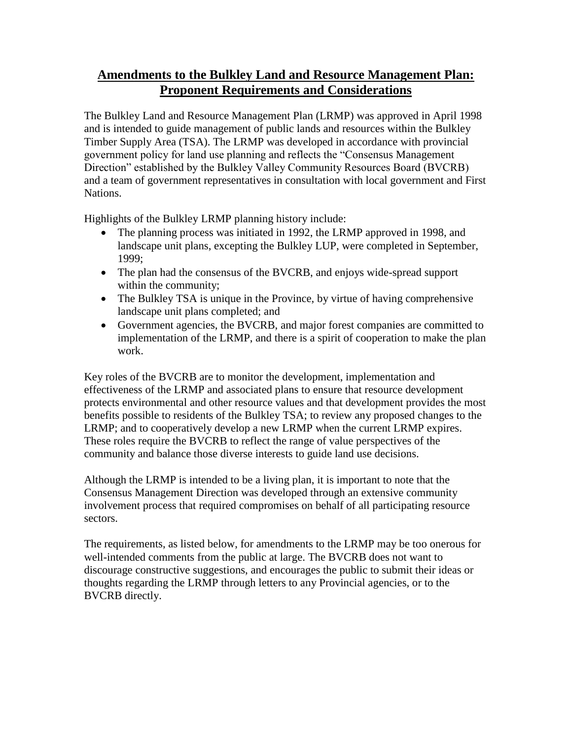# Amendments to the Bulkley Land and Resource Management Plan: Proponent Requirements and Considerations

The Bulkley Land and Resource Management Plan (LRMP) was approved in April 1998 and is intended to guide management of public lands and resources within the Bulkley Timber Supply Area (TSA). The LRMP was developed in accordance with provincial government policy for land use planning and reflects the "Consensus Management Direction" established by the Bulkley Valley Community Resources Board (BVCRB) and a team of government representatives in consultation with local government and First Nations.

Highlights of the Bulkley LRMP planning history include:

- The planning process was initiated in 1992, the LRMP approved in 1998, and landscape unit plans, excepting the Bulkley LUP, were completed in September, 1999;
- The plan had the consensus of the BVCRB, and enjoys wide-spread support within the community;
- The Bulkley TSA is unique in the Province, by virtue of having comprehensive landscape unit plans completed; and
- Government agencies, the BVCRB, and major forest companies are committed to implementation of the LRMP, and there is a spirit of cooperation to make the plan work.

Key roles of the BVCRB are to monitor the development, implementation and effectiveness of the LRMP and associated plans to ensure that resource development protects environmental and other resource values and that development provides the most benefits possible to residents of the Bulkley TSA; to review any proposed changes to the LRMP; and to cooperatively develop a new LRMP when the current LRMP expires. These roles require the BVCRB to reflect the range of value perspectives of the community and balance those diverse interests to guide land use decisions.

Although the LRMP is intended to be a living plan, it is important to note that the Consensus Management Direction was developed through an extensive community involvement process that required compromises on behalf of all participating resource sectors.

The requirements, as listed below, for amendments to the LRMP may be too onerous for well-intended comments from the public at large. The BVCRB does not want to discourage constructive suggestions, and encourages the public to submit their ideas or thoughts regarding the LRMP through letters to any Provincial agencies, or to the BVCRB directly.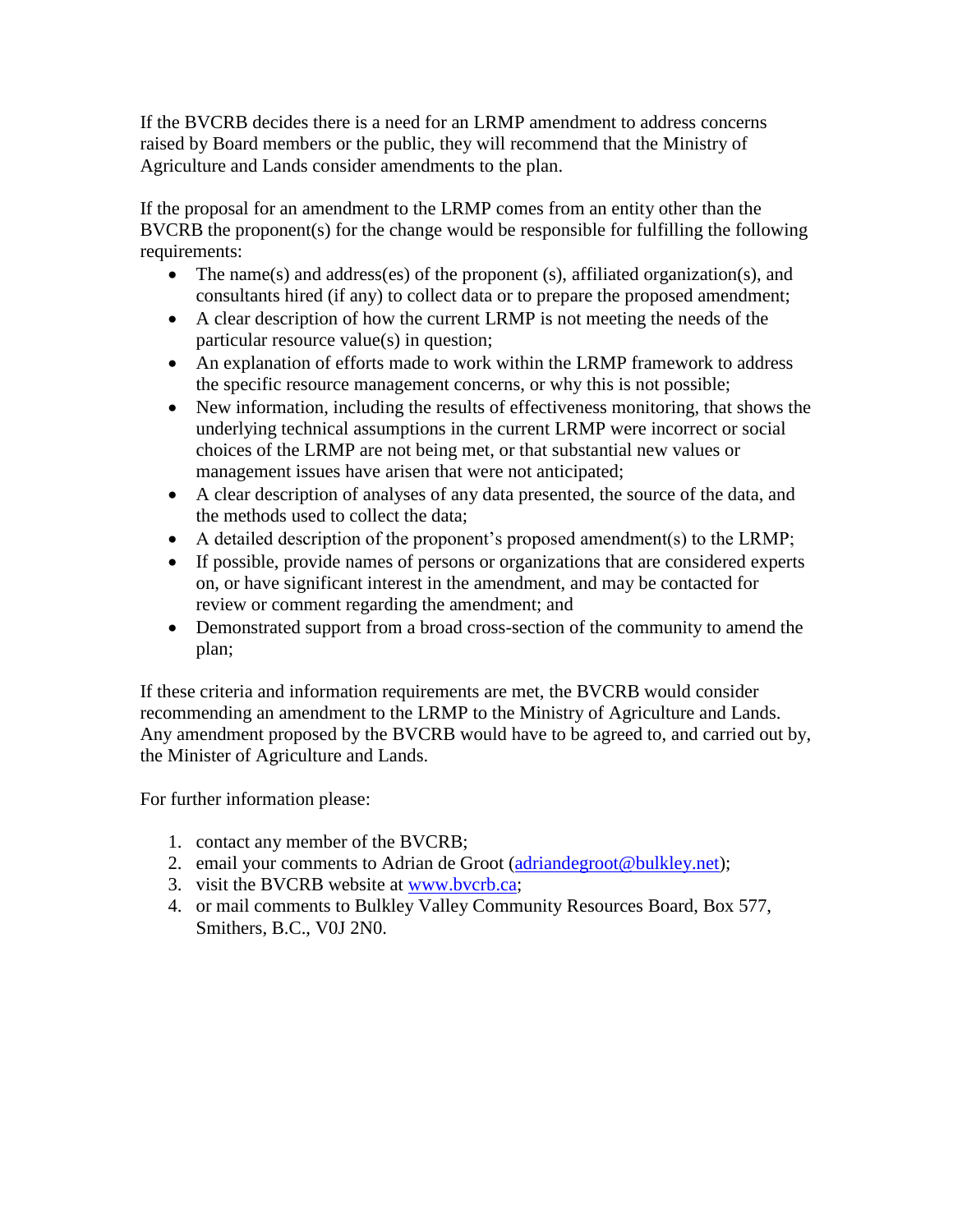If the BVCRB decides there is a need for an LRMP amendment to address concerns raised by Board members or the public, they will recommend that the Ministry of Agriculture and Lands consider amendments to the plan.

If the proposal for an amendment to the LRMP comes from an entity other than the BVCRB the proponent(s) for the change would be responsible for fulfilling the following requirements:

- The name(s) and address(es) of the proponent (s), affiliated organization(s), and consultants hired (if any) to collect data or to prepare the proposed amendment;
- A clear description of how the current LRMP is not meeting the needs of the particular resource value(s) in question;
- An explanation of efforts made to work within the LRMP framework to address the specific resource management concerns, or why this is not possible;
- New information, including the results of effectiveness monitoring, that shows the underlying technical assumptions in the current LRMP were incorrect or social choices of the LRMP are not being met, or that substantial new values or management issues have arisen that were not anticipated;
- A clear description of analyses of any data presented, the source of the data, and the methods used to collect the data;
- A detailed description of the proponent's proposed amendment(s) to the LRMP;
- If possible, provide names of persons or organizations that are considered experts on, or have significant interest in the amendment, and may be contacted for review or comment regarding the amendment; and
- Demonstrated support from a broad cross-section of the community to amend the plan;

If these criteria and information requirements are met, the BVCRB would consider recommending an amendment to the LRMP to the Ministry of Agriculture and Lands. Any amendment proposed by the BVCRB would have to be agreed to, and carried out by, the Minister of Agriculture and Lands.

For further information please:

1. contact any member of the BVCRB;
2. email your comments to Adrian de Groot (adriandegroot@bulkley.net);
3. visit the BVCRB website at www.bvcrb.ca;
4. or mail comments to Bulkley Valley Community Resources Board, Box 577, Smithers, B.C., V0J 2N0.